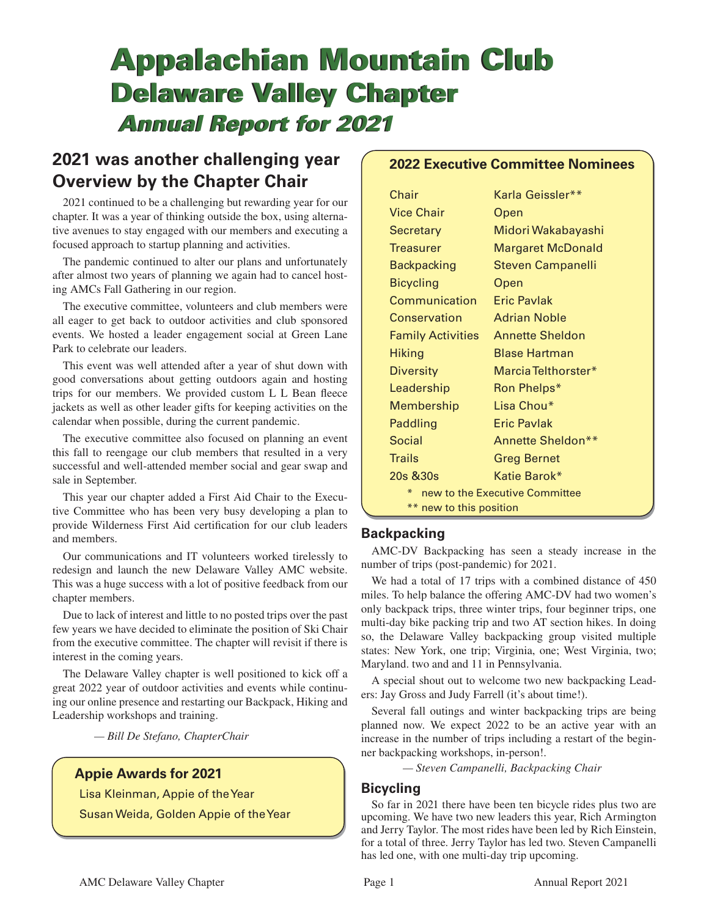# Appalachian Mountain Club
## Delaware Valley Chapter
### Annual Report for 2021

## 2021 was another challenging year Overview by the Chapter Chair

2021 continued to be a challenging but rewarding year for our chapter. It was a year of thinking outside the box, using alternative avenues to stay engaged with our members and executing a focused approach to startup planning and activities.

The pandemic continued to alter our plans and unfortunately after almost two years of planning we again had to cancel hosting AMCs Fall Gathering in our region.

The executive committee, volunteers and club members were all eager to get back to outdoor activities and club sponsored events. We hosted a leader engagement social at Green Lane Park to celebrate our leaders.

This event was well attended after a year of shut down with good conversations about getting outdoors again and hosting trips for our members. We provided custom L L Bean fleece jackets as well as other leader gifts for keeping activities on the calendar when possible, during the current pandemic.

The executive committee also focused on planning an event this fall to reengage our club members that resulted in a very successful and well-attended member social and gear swap and sale in September.

This year our chapter added a First Aid Chair to the Executive Committee who has been very busy developing a plan to provide Wilderness First Aid certification for our club leaders and members.

Our communications and IT volunteers worked tirelessly to redesign and launch the new Delaware Valley AMC website. This was a huge success with a lot of positive feedback from our chapter members.

Due to lack of interest and little to no posted trips over the past few years we have decided to eliminate the position of Ski Chair from the executive committee. The chapter will revisit if there is interest in the coming years.

The Delaware Valley chapter is well positioned to kick off a great 2022 year of outdoor activities and events while continuing our online presence and restarting our Backpack, Hiking and Leadership workshops and training.

*— Bill De Stefano, ChapterChair*

### Appie Awards for 2021

Lisa Kleinman, Appie of the Year

Susan Weida, Golden Appie of the Year

### 2022 Executive Committee Nominees

| Position | Nominee |
|---|---|
| Chair | Karla Geissler** |
| Vice Chair | Open |
| Secretary | Midori Wakabayashi |
| Treasurer | Margaret McDonald |
| Backpacking | Steven Campanelli |
| Bicycling | Open |
| Communication | Eric Pavlak |
| Conservation | Adrian Noble |
| Family Activities | Annette Sheldon |
| Hiking | Blase Hartman |
| Diversity | Marcia Telthorster* |
| Leadership | Ron Phelps* |
| Membership | Lisa Chou* |
| Paddling | Eric Pavlak |
| Social | Annette Sheldon** |
| Trails | Greg Bernet |
| 20s &30s | Katie Barok* |

\* new to the Executive Committee

** new to this position

### Backpacking

AMC-DV Backpacking has seen a steady increase in the number of trips (post-pandemic) for 2021.

We had a total of 17 trips with a combined distance of 450 miles. To help balance the offering AMC-DV had two women's only backpack trips, three winter trips, four beginner trips, one multi-day bike packing trip and two AT section hikes. In doing so, the Delaware Valley backpacking group visited multiple states: New York, one trip; Virginia, one; West Virginia, two; Maryland. two and and 11 in Pennsylvania.

A special shout out to welcome two new backpacking Leaders: Jay Gross and Judy Farrell (it's about time!).

Several fall outings and winter backpacking trips are being planned now. We expect 2022 to be an active year with an increase in the number of trips including a restart of the beginner backpacking workshops, in-person!.

*— Steven Campanelli, Backpacking Chair*

### Bicycling

So far in 2021 there have been ten bicycle rides plus two are upcoming. We have two new leaders this year, Rich Armington and Jerry Taylor. The most rides have been led by Rich Einstein, for a total of three. Jerry Taylor has led two. Steven Campanelli has led one, with one multi-day trip upcoming.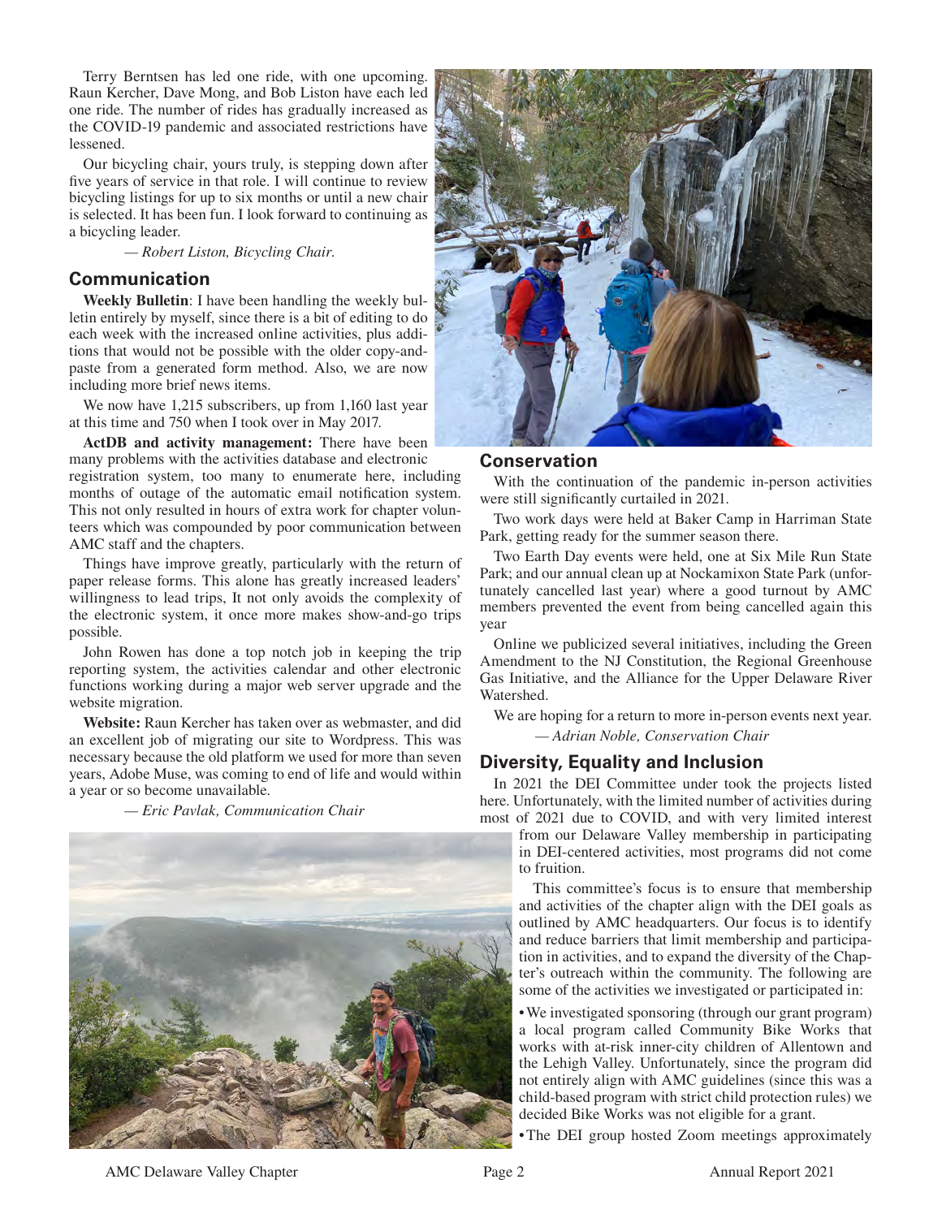Terry Berntsen has led one ride, with one upcoming. Raun Kercher, Dave Mong, and Bob Liston have each led one ride. The number of rides has gradually increased as the COVID-19 pandemic and associated restrictions have lessened.

Our bicycling chair, yours truly, is stepping down after five years of service in that role. I will continue to review bicycling listings for up to six months or until a new chair is selected. It has been fun. I look forward to continuing as a bicycling leader.

*— Robert Liston, Bicycling Chair.*

## Communication

**Weekly Bulletin**: I have been handling the weekly bulletin entirely by myself, since there is a bit of editing to do each week with the increased online activities, plus additions that would not be possible with the older copy-and-paste from a generated form method. Also, we are now including more brief news items.

We now have 1,215 subscribers, up from 1,160 last year at this time and 750 when I took over in May 2017.

**ActDB and activity management:** There have been many problems with the activities database and electronic registration system, too many to enumerate here, including months of outage of the automatic email notification system. This not only resulted in hours of extra work for chapter volunteers which was compounded by poor communication between AMC staff and the chapters.

Things have improve greatly, particularly with the return of paper release forms. This alone has greatly increased leaders' willingness to lead trips, It not only avoids the complexity of the electronic system, it once more makes show-and-go trips possible.

John Rowen has done a top notch job in keeping the trip reporting system, the activities calendar and other electronic functions working during a major web server upgrade and the website migration.

**Website:** Raun Kercher has taken over as webmaster, and did an excellent job of migrating our site to Wordpress. This was necessary because the old platform we used for more than seven years, Adobe Muse, was coming to end of life and would within a year or so become unavailable.

*— Eric Pavlak, Communication Chair*

## Conservation

With the continuation of the pandemic in-person activities were still significantly curtailed in 2021.

Two work days were held at Baker Camp in Harriman State Park, getting ready for the summer season there.

Two Earth Day events were held, one at Six Mile Run State Park; and our annual clean up at Nockamixon State Park (unfortunately cancelled last year) where a good turnout by AMC members prevented the event from being cancelled again this year

Online we publicized several initiatives, including the Green Amendment to the NJ Constitution, the Regional Greenhouse Gas Initiative, and the Alliance for the Upper Delaware River Watershed.

We are hoping for a return to more in-person events next year.

*— Adrian Noble, Conservation Chair*

## Diversity, Equality and Inclusion

In 2021 the DEI Committee under took the projects listed here. Unfortunately, with the limited number of activities during most of 2021 due to COVID, and with very limited interest from our Delaware Valley membership in participating in DEI-centered activities, most programs did not come to fruition.

This committee's focus is to ensure that membership and activities of the chapter align with the DEI goals as outlined by AMC headquarters. Our focus is to identify and reduce barriers that limit membership and participation in activities, and to expand the diversity of the Chapter's outreach within the community. The following are some of the activities we investigated or participated in:

- We investigated sponsoring (through our grant program) a local program called Community Bike Works that works with at-risk inner-city children of Allentown and the Lehigh Valley. Unfortunately, since the program did not entirely align with AMC guidelines (since this was a child-based program with strict child protection rules) we decided Bike Works was not eligible for a grant.
- The DEI group hosted Zoom meetings approximately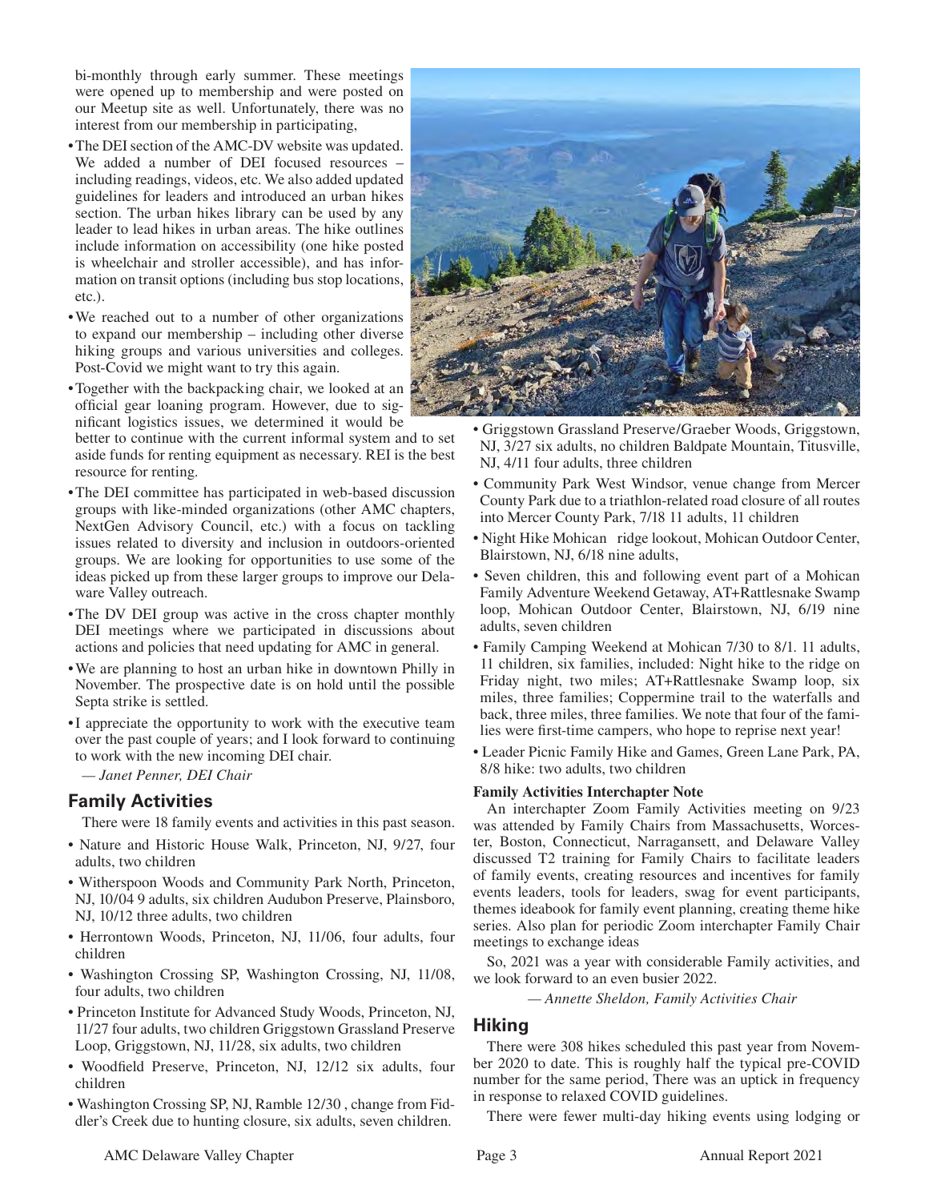bi-monthly through early summer. These meetings were opened up to membership and were posted on our Meetup site as well. Unfortunately, there was no interest from our membership in participating,

- The DEI section of the AMC-DV website was updated. We added a number of DEI focused resources – including readings, videos, etc. We also added updated guidelines for leaders and introduced an urban hikes section. The urban hikes library can be used by any leader to lead hikes in urban areas. The hike outlines include information on accessibility (one hike posted is wheelchair and stroller accessible), and has information on transit options (including bus stop locations, etc.).
- We reached out to a number of other organizations to expand our membership – including other diverse hiking groups and various universities and colleges. Post-Covid we might want to try this again.
- Together with the backpacking chair, we looked at an official gear loaning program. However, due to significant logistics issues, we determined it would be better to continue with the current informal system and to set aside funds for renting equipment as necessary. REI is the best resource for renting.
- The DEI committee has participated in web-based discussion groups with like-minded organizations (other AMC chapters, NextGen Advisory Council, etc.) with a focus on tackling issues related to diversity and inclusion in outdoors-oriented groups. We are looking for opportunities to use some of the ideas picked up from these larger groups to improve our Delaware Valley outreach.
- The DV DEI group was active in the cross chapter monthly DEI meetings where we participated in discussions about actions and policies that need updating for AMC in general.
- We are planning to host an urban hike in downtown Philly in November. The prospective date is on hold until the possible Septa strike is settled.
- I appreciate the opportunity to work with the executive team over the past couple of years; and I look forward to continuing to work with the new incoming DEI chair.

*— Janet Penner, DEI Chair*

## Family Activities

There were 18 family events and activities in this past season.

- Nature and Historic House Walk, Princeton, NJ, 9/27, four adults, two children
- Witherspoon Woods and Community Park North, Princeton, NJ, 10/04 9 adults, six children Audubon Preserve, Plainsboro, NJ, 10/12 three adults, two children
- Herrontown Woods, Princeton, NJ, 11/06, four adults, four children
- Washington Crossing SP, Washington Crossing, NJ, 11/08, four adults, two children
- Princeton Institute for Advanced Study Woods, Princeton, NJ, 11/27 four adults, two children Griggstown Grassland Preserve Loop, Griggstown, NJ, 11/28, six adults, two children
- Woodfield Preserve, Princeton, NJ, 12/12 six adults, four children
- Washington Crossing SP, NJ, Ramble 12/30 , change from Fiddler's Creek due to hunting closure, six adults, seven children.
- Griggstown Grassland Preserve/Graeber Woods, Griggstown, NJ, 3/27 six adults, no children Baldpate Mountain, Titusville, NJ, 4/11 four adults, three children
- Community Park West Windsor, venue change from Mercer County Park due to a triathlon-related road closure of all routes into Mercer County Park, 7/18 11 adults, 11 children
- Night Hike Mohican ridge lookout, Mohican Outdoor Center, Blairstown, NJ, 6/18 nine adults,
- Seven children, this and following event part of a Mohican Family Adventure Weekend Getaway, AT+Rattlesnake Swamp loop, Mohican Outdoor Center, Blairstown, NJ, 6/19 nine adults, seven children
- Family Camping Weekend at Mohican 7/30 to 8/1. 11 adults, 11 children, six families, included: Night hike to the ridge on Friday night, two miles; AT+Rattlesnake Swamp loop, six miles, three families; Coppermine trail to the waterfalls and back, three miles, three families. We note that four of the families were first-time campers, who hope to reprise next year!
- Leader Picnic Family Hike and Games, Green Lane Park, PA, 8/8 hike: two adults, two children

**Family Activities Interchapter Note**

An interchapter Zoom Family Activities meeting on 9/23 was attended by Family Chairs from Massachusetts, Worcester, Boston, Connecticut, Narragansett, and Delaware Valley discussed T2 training for Family Chairs to facilitate leaders of family events, creating resources and incentives for family events leaders, tools for leaders, swag for event participants, themes ideabook for family event planning, creating theme hike series. Also plan for periodic Zoom interchapter Family Chair meetings to exchange ideas

So, 2021 was a year with considerable Family activities, and we look forward to an even busier 2022.

*— Annette Sheldon, Family Activities Chair*

## Hiking

There were 308 hikes scheduled this past year from November 2020 to date. This is roughly half the typical pre-COVID number for the same period, There was an uptick in frequency in response to relaxed COVID guidelines.

There were fewer multi-day hiking events using lodging or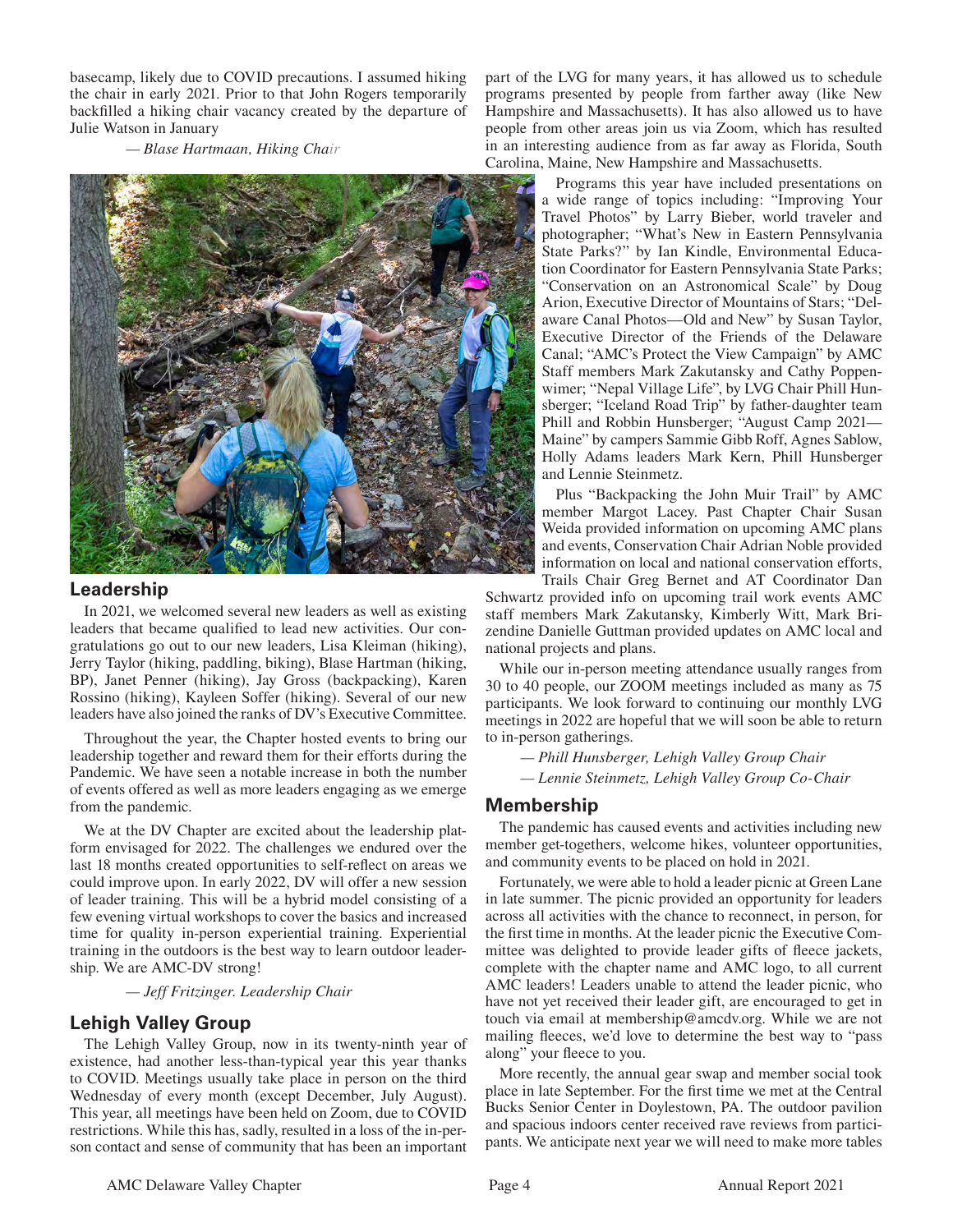basecamp, likely due to COVID precautions. I assumed hiking the chair in early 2021. Prior to that John Rogers temporarily backfilled a hiking chair vacancy created by the departure of Julie Watson in January

*— Blase Hartmaan, Hiking Chair*

## Leadership

In 2021, we welcomed several new leaders as well as existing leaders that became qualified to lead new activities. Our congratulations go out to our new leaders, Lisa Kleiman (hiking), Jerry Taylor (hiking, paddling, biking), Blase Hartman (hiking, BP), Janet Penner (hiking), Jay Gross (backpacking), Karen Rossino (hiking), Kayleen Soffer (hiking). Several of our new leaders have also joined the ranks of DV's Executive Committee.

Throughout the year, the Chapter hosted events to bring our leadership together and reward them for their efforts during the Pandemic. We have seen a notable increase in both the number of events offered as well as more leaders engaging as we emerge from the pandemic.

We at the DV Chapter are excited about the leadership platform envisaged for 2022. The challenges we endured over the last 18 months created opportunities to self-reflect on areas we could improve upon. In early 2022, DV will offer a new session of leader training. This will be a hybrid model consisting of a few evening virtual workshops to cover the basics and increased time for quality in-person experiential training. Experiential training in the outdoors is the best way to learn outdoor leadership. We are AMC-DV strong!

*— Jeff Fritzinger. Leadership Chair*

## Lehigh Valley Group

The Lehigh Valley Group, now in its twenty-ninth year of existence, had another less-than-typical year this year thanks to COVID. Meetings usually take place in person on the third Wednesday of every month (except December, July August). This year, all meetings have been held on Zoom, due to COVID restrictions. While this has, sadly, resulted in a loss of the in-person contact and sense of community that has been an important part of the LVG for many years, it has allowed us to schedule programs presented by people from farther away (like New Hampshire and Massachusetts). It has also allowed us to have people from other areas join us via Zoom, which has resulted in an interesting audience from as far away as Florida, South Carolina, Maine, New Hampshire and Massachusetts.

Programs this year have included presentations on a wide range of topics including: "Improving Your Travel Photos" by Larry Bieber, world traveler and photographer; "What's New in Eastern Pennsylvania State Parks?" by Ian Kindle, Environmental Education Coordinator for Eastern Pennsylvania State Parks; "Conservation on an Astronomical Scale" by Doug Arion, Executive Director of Mountains of Stars; "Delaware Canal Photos—Old and New" by Susan Taylor, Executive Director of the Friends of the Delaware Canal; "AMC's Protect the View Campaign" by AMC Staff members Mark Zakutansky and Cathy Poppenwimer; "Nepal Village Life", by LVG Chair Phill Hunsberger; "Iceland Road Trip" by father-daughter team Phill and Robbin Hunsberger; "August Camp 2021—Maine" by campers Sammie Gibb Roff, Agnes Sablow, Holly Adams leaders Mark Kern, Phill Hunsberger and Lennie Steinmetz.

Plus "Backpacking the John Muir Trail" by AMC member Margot Lacey. Past Chapter Chair Susan Weida provided information on upcoming AMC plans and events, Conservation Chair Adrian Noble provided information on local and national conservation efforts, Trails Chair Greg Bernet and AT Coordinator Dan Schwartz provided info on upcoming trail work events AMC staff members Mark Zakutansky, Kimberly Witt, Mark Brizendine Danielle Guttman provided updates on AMC local and national projects and plans.

While our in-person meeting attendance usually ranges from 30 to 40 people, our ZOOM meetings included as many as 75 participants. We look forward to continuing our monthly LVG meetings in 2022 are hopeful that we will soon be able to return to in-person gatherings.

*— Phill Hunsberger, Lehigh Valley Group Chair*

*— Lennie Steinmetz, Lehigh Valley Group Co-Chair*

## Membership

The pandemic has caused events and activities including new member get-togethers, welcome hikes, volunteer opportunities, and community events to be placed on hold in 2021.

Fortunately, we were able to hold a leader picnic at Green Lane in late summer. The picnic provided an opportunity for leaders across all activities with the chance to reconnect, in person, for the first time in months. At the leader picnic the Executive Committee was delighted to provide leader gifts of fleece jackets, complete with the chapter name and AMC logo, to all current AMC leaders! Leaders unable to attend the leader picnic, who have not yet received their leader gift, are encouraged to get in touch via email at membership@amcdv.org. While we are not mailing fleeces, we'd love to determine the best way to "pass along" your fleece to you.

More recently, the annual gear swap and member social took place in late September. For the first time we met at the Central Bucks Senior Center in Doylestown, PA. The outdoor pavilion and spacious indoors center received rave reviews from participants. We anticipate next year we will need to make more tables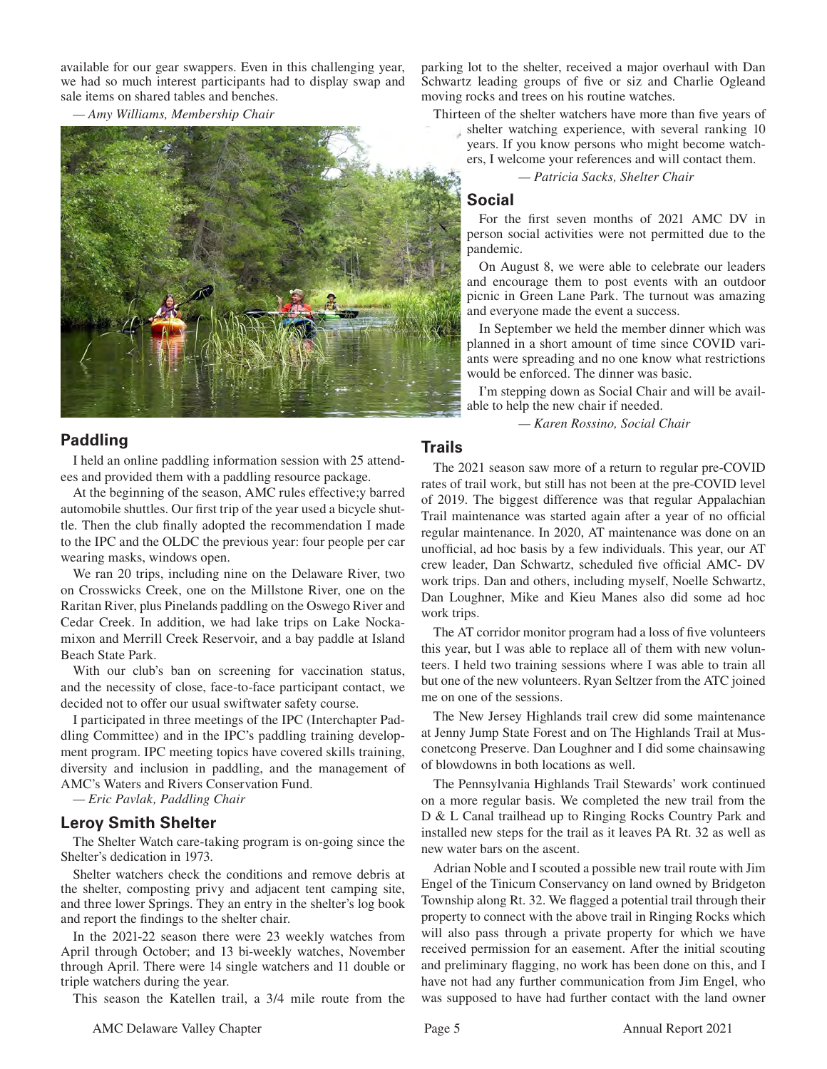available for our gear swappers. Even in this challenging year, we had so much interest participants had to display swap and sale items on shared tables and benches.

*— Amy Williams, Membership Chair*

## Paddling

I held an online paddling information session with 25 attendees and provided them with a paddling resource package.

At the beginning of the season, AMC rules effective;y barred automobile shuttles. Our first trip of the year used a bicycle shuttle. Then the club finally adopted the recommendation I made to the IPC and the OLDC the previous year: four people per car wearing masks, windows open.

We ran 20 trips, including nine on the Delaware River, two on Crosswicks Creek, one on the Millstone River, one on the Raritan River, plus Pinelands paddling on the Oswego River and Cedar Creek. In addition, we had lake trips on Lake Nockamixon and Merrill Creek Reservoir, and a bay paddle at Island Beach State Park.

With our club's ban on screening for vaccination status, and the necessity of close, face-to-face participant contact, we decided not to offer our usual swiftwater safety course.

I participated in three meetings of the IPC (Interchapter Paddling Committee) and in the IPC's paddling training development program. IPC meeting topics have covered skills training, diversity and inclusion in paddling, and the management of AMC's Waters and Rivers Conservation Fund.

*— Eric Pavlak, Paddling Chair*

## Leroy Smith Shelter

The Shelter Watch care-taking program is on-going since the Shelter's dedication in 1973.

Shelter watchers check the conditions and remove debris at the shelter, composting privy and adjacent tent camping site, and three lower Springs. They an entry in the shelter's log book and report the findings to the shelter chair.

In the 2021-22 season there were 23 weekly watches from April through October; and 13 bi-weekly watches, November through April. There were 14 single watchers and 11 double or triple watchers during the year.

This season the Katellen trail, a 3/4 mile route from the parking lot to the shelter, received a major overhaul with Dan Schwartz leading groups of five or siz and Charlie Ogleand moving rocks and trees on his routine watches.

Thirteen of the shelter watchers have more than five years of shelter watching experience, with several ranking 10 years. If you know persons who might become watchers, I welcome your references and will contact them.

*— Patricia Sacks, Shelter Chair*

## Social

For the first seven months of 2021 AMC DV in person social activities were not permitted due to the pandemic.

On August 8, we were able to celebrate our leaders and encourage them to post events with an outdoor picnic in Green Lane Park. The turnout was amazing and everyone made the event a success.

In September we held the member dinner which was planned in a short amount of time since COVID variants were spreading and no one know what restrictions would be enforced. The dinner was basic.

I'm stepping down as Social Chair and will be available to help the new chair if needed.

*— Karen Rossino, Social Chair*

## Trails

The 2021 season saw more of a return to regular pre-COVID rates of trail work, but still has not been at the pre-COVID level of 2019. The biggest difference was that regular Appalachian Trail maintenance was started again after a year of no official regular maintenance. In 2020, AT maintenance was done on an unofficial, ad hoc basis by a few individuals. This year, our AT crew leader, Dan Schwartz, scheduled five official AMC- DV work trips. Dan and others, including myself, Noelle Schwartz, Dan Loughner, Mike and Kieu Manes also did some ad hoc work trips.

The AT corridor monitor program had a loss of five volunteers this year, but I was able to replace all of them with new volunteers. I held two training sessions where I was able to train all but one of the new volunteers. Ryan Seltzer from the ATC joined me on one of the sessions.

The New Jersey Highlands trail crew did some maintenance at Jenny Jump State Forest and on The Highlands Trail at Musconetcong Preserve. Dan Loughner and I did some chainsawing of blowdowns in both locations as well.

The Pennsylvania Highlands Trail Stewards' work continued on a more regular basis. We completed the new trail from the D & L Canal trailhead up to Ringing Rocks Country Park and installed new steps for the trail as it leaves PA Rt. 32 as well as new water bars on the ascent.

Adrian Noble and I scouted a possible new trail route with Jim Engel of the Tinicum Conservancy on land owned by Bridgeton Township along Rt. 32. We flagged a potential trail through their property to connect with the above trail in Ringing Rocks which will also pass through a private property for which we have received permission for an easement. After the initial scouting and preliminary flagging, no work has been done on this, and I have not had any further communication from Jim Engel, who was supposed to have had further contact with the land owner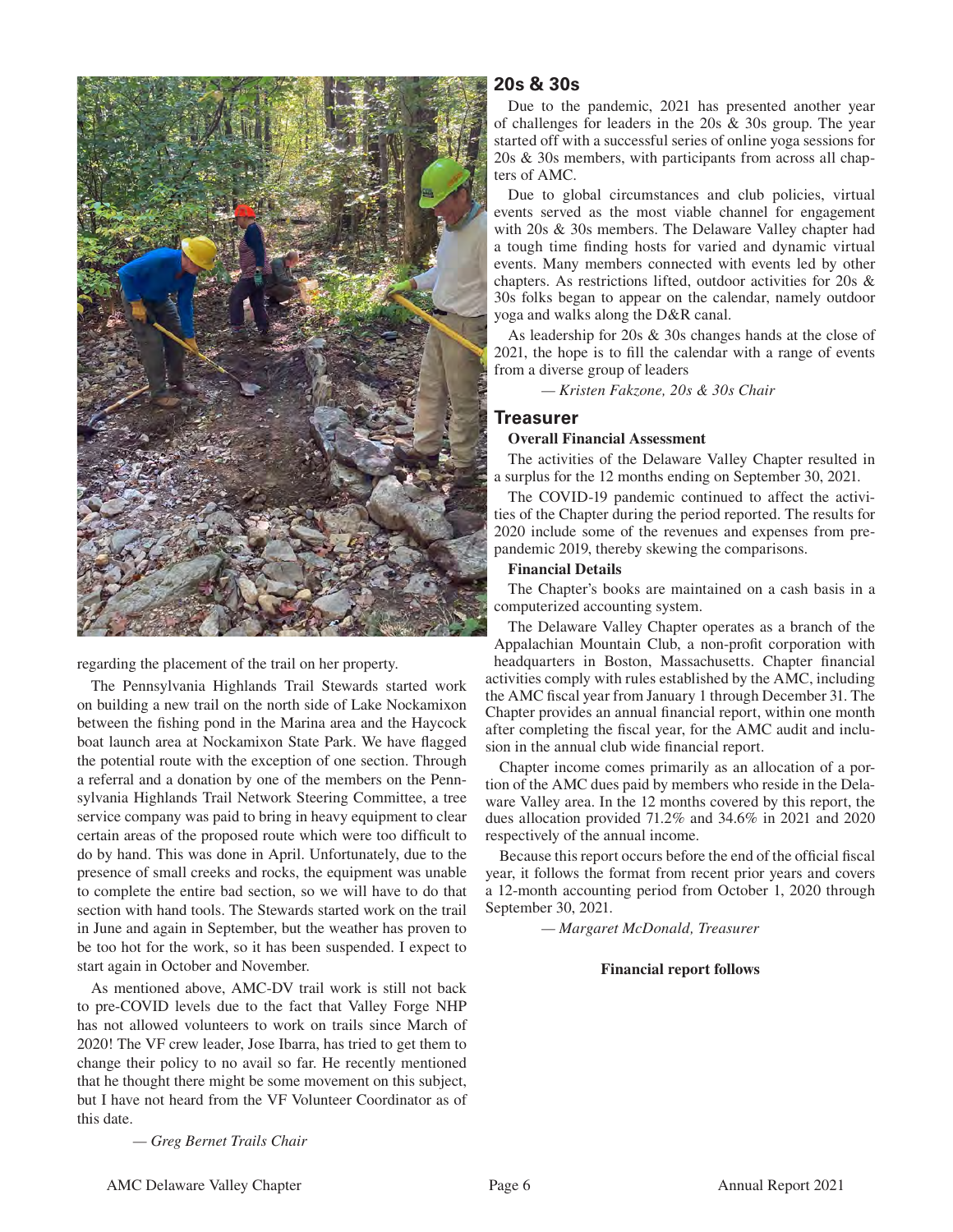regarding the placement of the trail on her property.

The Pennsylvania Highlands Trail Stewards started work on building a new trail on the north side of Lake Nockamixon between the fishing pond in the Marina area and the Haycock boat launch area at Nockamixon State Park. We have flagged the potential route with the exception of one section. Through a referral and a donation by one of the members on the Pennsylvania Highlands Trail Network Steering Committee, a tree service company was paid to bring in heavy equipment to clear certain areas of the proposed route which were too difficult to do by hand. This was done in April. Unfortunately, due to the presence of small creeks and rocks, the equipment was unable to complete the entire bad section, so we will have to do that section with hand tools. The Stewards started work on the trail in June and again in September, but the weather has proven to be too hot for the work, so it has been suspended. I expect to start again in October and November.

As mentioned above, AMC-DV trail work is still not back to pre-COVID levels due to the fact that Valley Forge NHP has not allowed volunteers to work on trails since March of 2020! The VF crew leader, Jose Ibarra, has tried to get them to change their policy to no avail so far. He recently mentioned that he thought there might be some movement on this subject, but I have not heard from the VF Volunteer Coordinator as of this date.

*— Greg Bernet Trails Chair*

## 20s & 30s

Due to the pandemic, 2021 has presented another year of challenges for leaders in the 20s & 30s group. The year started off with a successful series of online yoga sessions for 20s & 30s members, with participants from across all chapters of AMC.

Due to global circumstances and club policies, virtual events served as the most viable channel for engagement with 20s & 30s members. The Delaware Valley chapter had a tough time finding hosts for varied and dynamic virtual events. Many members connected with events led by other chapters. As restrictions lifted, outdoor activities for 20s & 30s folks began to appear on the calendar, namely outdoor yoga and walks along the D&R canal.

As leadership for 20s & 30s changes hands at the close of 2021, the hope is to fill the calendar with a range of events from a diverse group of leaders

*— Kristen Fakzone, 20s & 30s Chair*

## Treasurer

**Overall Financial Assessment**

The activities of the Delaware Valley Chapter resulted in a surplus for the 12 months ending on September 30, 2021.

The COVID-19 pandemic continued to affect the activities of the Chapter during the period reported. The results for 2020 include some of the revenues and expenses from pre-pandemic 2019, thereby skewing the comparisons.

**Financial Details**

The Chapter's books are maintained on a cash basis in a computerized accounting system.

The Delaware Valley Chapter operates as a branch of the Appalachian Mountain Club, a non-profit corporation with headquarters in Boston, Massachusetts. Chapter financial activities comply with rules established by the AMC, including the AMC fiscal year from January 1 through December 31. The Chapter provides an annual financial report, within one month after completing the fiscal year, for the AMC audit and inclusion in the annual club wide financial report.

Chapter income comes primarily as an allocation of a portion of the AMC dues paid by members who reside in the Delaware Valley area. In the 12 months covered by this report, the dues allocation provided 71.2% and 34.6% in 2021 and 2020 respectively of the annual income.

Because this report occurs before the end of the official fiscal year, it follows the format from recent prior years and covers a 12-month accounting period from October 1, 2020 through September 30, 2021.

*— Margaret McDonald, Treasurer*

**Financial report follows**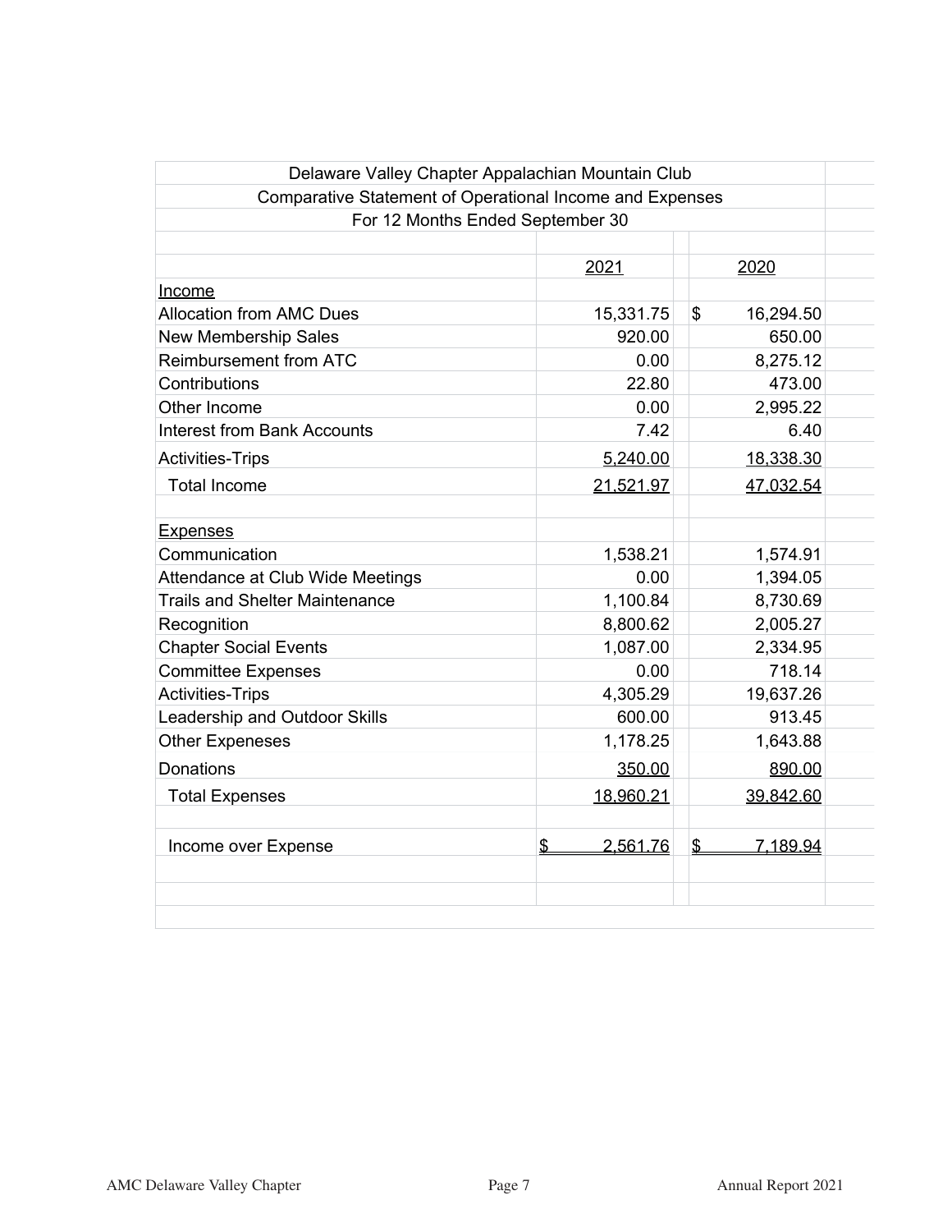Delaware Valley Chapter Appalachian Mountain Club

Comparative Statement of Operational Income and Expenses

For 12 Months Ended September 30

| | 2021 | 2020 |
|---|---|---|
| **Income** | | |
| Allocation from AMC Dues | 15,331.75 | $ 16,294.50 |
| New Membership Sales | 920.00 | 650.00 |
| Reimbursement from ATC | 0.00 | 8,275.12 |
| Contributions | 22.80 | 473.00 |
| Other Income | 0.00 | 2,995.22 |
| Interest from Bank Accounts | 7.42 | 6.40 |
| Activities-Trips | 5,240.00 | 18,338.30 |
| Total Income | 21,521.97 | 47,032.54 |
| | | |
| **Expenses** | | |
| Communication | 1,538.21 | 1,574.91 |
| Attendance at Club Wide Meetings | 0.00 | 1,394.05 |
| Trails and Shelter Maintenance | 1,100.84 | 8,730.69 |
| Recognition | 8,800.62 | 2,005.27 |
| Chapter Social Events | 1,087.00 | 2,334.95 |
| Committee Expenses | 0.00 | 718.14 |
| Activities-Trips | 4,305.29 | 19,637.26 |
| Leadership and Outdoor Skills | 600.00 | 913.45 |
| Other Expeneses | 1,178.25 | 1,643.88 |
| Donations | 350.00 | 890.00 |
| Total Expenses | 18,960.21 | 39,842.60 |
| | | |
| Income over Expense | $ 2,561.76 | $ 7,189.94 |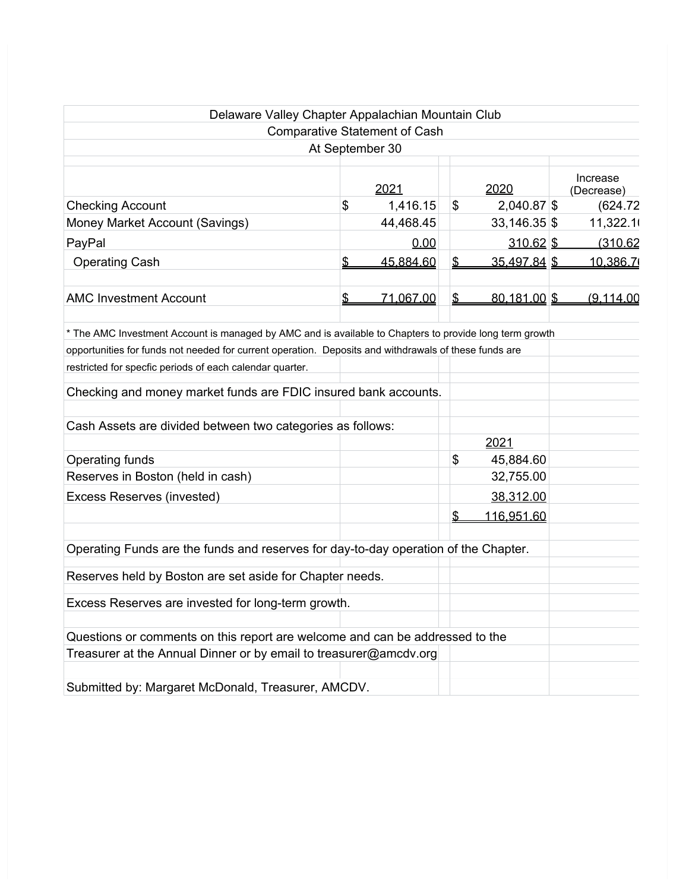Delaware Valley Chapter Appalachian Mountain Club
Comparative Statement of Cash
At September 30

| | 2021 | 2020 | Increase (Decrease) |
|---|---|---|---|
| Checking Account | $ 1,416.15 | $ 2,040.87 | $ (624.72 |
| Money Market Account (Savings) | 44,468.45 | 33,146.35 | $ 11,322.1 |
| PayPal | 0.00 | 310.62 | $ (310.62 |
| Operating Cash | $ 45,884.60 | $ 35,497.84 | $ 10,386.7 |
| | | | |
| AMC Investment Account | $ 71,067.00 | $ 80,181.00 | $ (9,114.00 |

* The AMC Investment Account is managed by AMC and is available to Chapters to provide long term growth opportunities for funds not needed for current operation. Deposits and withdrawals of these funds are restricted for specfic periods of each calendar quarter.

Checking and money market funds are FDIC insured bank accounts.

Cash Assets are divided between two categories as follows:

| | 2021 |
|---|---|
| Operating funds | $ 45,884.60 |
| Reserves in Boston (held in cash) | 32,755.00 |
| Excess Reserves (invested) | 38,312.00 |
| | $ 116,951.60 |

Operating Funds are the funds and reserves for day-to-day operation of the Chapter.

Reserves held by Boston are set aside for Chapter needs.

Excess Reserves are invested for long-term growth.

Questions or comments on this report are welcome and can be addressed to the Treasurer at the Annual Dinner or by email to treasurer@amcdv.org

Submitted by: Margaret McDonald, Treasurer, AMCDV.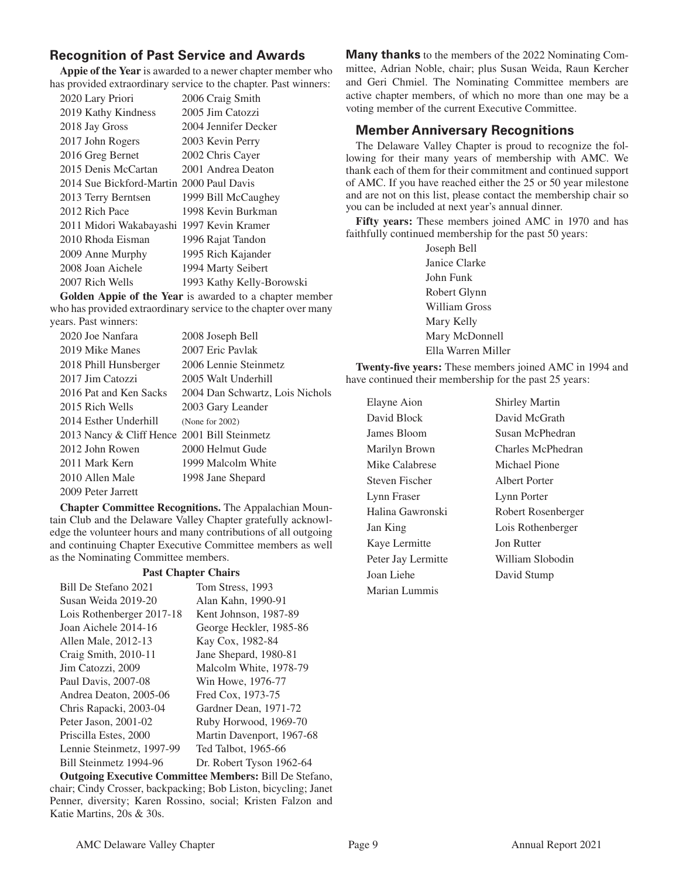## Recognition of Past Service and Awards

**Appie of the Year** is awarded to a newer chapter member who has provided extraordinary service to the chapter. Past winners:

| | |
|---|---|
| 2020 Lary Priori | 2006 Craig Smith |
| 2019 Kathy Kindness | 2005 Jim Catozzi |
| 2018 Jay Gross | 2004 Jennifer Decker |
| 2017 John Rogers | 2003 Kevin Perry |
| 2016 Greg Bernet | 2002 Chris Cayer |
| 2015 Denis McCartan | 2001 Andrea Deaton |
| 2014 Sue Bickford-Martin | 2000 Paul Davis |
| 2013 Terry Berntsen | 1999 Bill McCaughey |
| 2012 Rich Pace | 1998 Kevin Burkman |
| 2011 Midori Wakabayashi | 1997 Kevin Kramer |
| 2010 Rhoda Eisman | 1996 Rajat Tandon |
| 2009 Anne Murphy | 1995 Rich Kajander |
| 2008 Joan Aichele | 1994 Marty Seibert |
| 2007 Rich Wells | 1993 Kathy Kelly-Borowski |

**Golden Appie of the Year** is awarded to a chapter member who has provided extraordinary service to the chapter over many years. Past winners:

| | |
|---|---|
| 2020 Joe Nanfara | 2008 Joseph Bell |
| 2019 Mike Manes | 2007 Eric Pavlak |
| 2018 Phill Hunsberger | 2006 Lennie Steinmetz |
| 2017 Jim Catozzi | 2005 Walt Underhill |
| 2016 Pat and Ken Sacks | 2004 Dan Schwartz, Lois Nichols |
| 2015 Rich Wells | 2003 Gary Leander |
| 2014 Esther Underhill | (None for 2002) |
| 2013 Nancy & Cliff Hence | 2001 Bill Steinmetz |
| 2012 John Rowen | 2000 Helmut Gude |
| 2011 Mark Kern | 1999 Malcolm White |
| 2010 Allen Male | 1998 Jane Shepard |
| 2009 Peter Jarrett | |

**Chapter Committee Recognitions.** The Appalachian Mountain Club and the Delaware Valley Chapter gratefully acknowledge the volunteer hours and many contributions of all outgoing and continuing Chapter Executive Committee members as well as the Nominating Committee members.

**Past Chapter Chairs**

| | |
|---|---|
| Bill De Stefano 2021 | Tom Stress, 1993 |
| Susan Weida 2019-20 | Alan Kahn, 1990-91 |
| Lois Rothenberger 2017-18 | Kent Johnson, 1987-89 |
| Joan Aichele 2014-16 | George Heckler, 1985-86 |
| Allen Male, 2012-13 | Kay Cox, 1982-84 |
| Craig Smith, 2010-11 | Jane Shepard, 1980-81 |
| Jim Catozzi, 2009 | Malcolm White, 1978-79 |
| Paul Davis, 2007-08 | Win Howe, 1976-77 |
| Andrea Deaton, 2005-06 | Fred Cox, 1973-75 |
| Chris Rapacki, 2003-04 | Gardner Dean, 1971-72 |
| Peter Jason, 2001-02 | Ruby Horwood, 1969-70 |
| Priscilla Estes, 2000 | Martin Davenport, 1967-68 |
| Lennie Steinmetz, 1997-99 | Ted Talbot, 1965-66 |
| Bill Steinmetz 1994-96 | Dr. Robert Tyson 1962-64 |

**Outgoing Executive Committee Members:** Bill De Stefano, chair; Cindy Crosser, backpacking; Bob Liston, bicycling; Janet Penner, diversity; Karen Rossino, social; Kristen Falzon and Katie Martins, 20s & 30s.

**Many thanks** to the members of the 2022 Nominating Committee, Adrian Noble, chair; plus Susan Weida, Raun Kercher and Geri Chmiel. The Nominating Committee members are active chapter members, of which no more than one may be a voting member of the current Executive Committee.

## Member Anniversary Recognitions

The Delaware Valley Chapter is proud to recognize the following for their many years of membership with AMC. We thank each of them for their commitment and continued support of AMC. If you have reached either the 25 or 50 year milestone and are not on this list, please contact the membership chair so you can be included at next year's annual dinner.

**Fifty years:** These members joined AMC in 1970 and has faithfully continued membership for the past 50 years:

Joseph Bell
Janice Clarke
John Funk
Robert Glynn
William Gross
Mary Kelly
Mary McDonnell
Ella Warren Miller

**Twenty-five years:** These members joined AMC in 1994 and have continued their membership for the past 25 years:

| | |
|---|---|
| Elayne Aion | Shirley Martin |
| David Block | David McGrath |
| James Bloom | Susan McPhedran |
| Marilyn Brown | Charles McPhedran |
| Mike Calabrese | Michael Pione |
| Steven Fischer | Albert Porter |
| Lynn Fraser | Lynn Porter |
| Halina Gawronski | Robert Rosenberger |
| Jan King | Lois Rothenberger |
| Kaye Lermitte | Jon Rutter |
| Peter Jay Lermitte | William Slobodin |
| Joan Liehe | David Stump |
| Marian Lummis | |